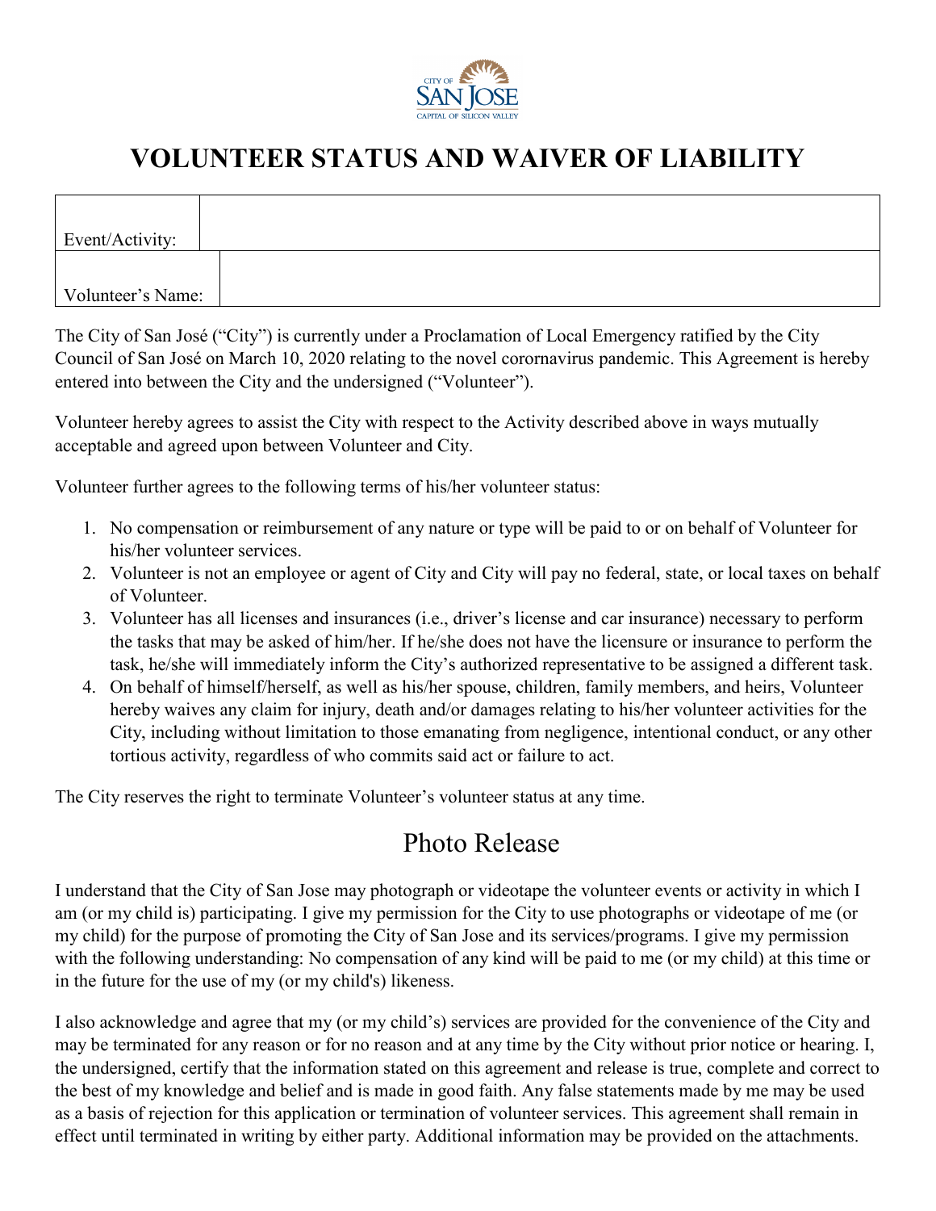CITY OF SAN JOSE
CAPITAL OF SILICON VALLEY

# VOLUNTEER STATUS AND WAIVER OF LIABILITY

| Event/Activity: | |
|---|---|
| Volunteer's Name: | |

The City of San José ("City") is currently under a Proclamation of Local Emergency ratified by the City Council of San José on March 10, 2020 relating to the novel corornavirus pandemic. This Agreement is hereby entered into between the City and the undersigned ("Volunteer").

Volunteer hereby agrees to assist the City with respect to the Activity described above in ways mutually acceptable and agreed upon between Volunteer and City.

Volunteer further agrees to the following terms of his/her volunteer status:

1. No compensation or reimbursement of any nature or type will be paid to or on behalf of Volunteer for his/her volunteer services.
2. Volunteer is not an employee or agent of City and City will pay no federal, state, or local taxes on behalf of Volunteer.
3. Volunteer has all licenses and insurances (i.e., driver's license and car insurance) necessary to perform the tasks that may be asked of him/her. If he/she does not have the licensure or insurance to perform the task, he/she will immediately inform the City's authorized representative to be assigned a different task.
4. On behalf of himself/herself, as well as his/her spouse, children, family members, and heirs, Volunteer hereby waives any claim for injury, death and/or damages relating to his/her volunteer activities for the City, including without limitation to those emanating from negligence, intentional conduct, or any other tortious activity, regardless of who commits said act or failure to act.

The City reserves the right to terminate Volunteer's volunteer status at any time.

## Photo Release

I understand that the City of San Jose may photograph or videotape the volunteer events or activity in which I am (or my child is) participating. I give my permission for the City to use photographs or videotape of me (or my child) for the purpose of promoting the City of San Jose and its services/programs. I give my permission with the following understanding: No compensation of any kind will be paid to me (or my child) at this time or in the future for the use of my (or my child's) likeness.

I also acknowledge and agree that my (or my child's) services are provided for the convenience of the City and may be terminated for any reason or for no reason and at any time by the City without prior notice or hearing. I, the undersigned, certify that the information stated on this agreement and release is true, complete and correct to the best of my knowledge and belief and is made in good faith. Any false statements made by me may be used as a basis of rejection for this application or termination of volunteer services. This agreement shall remain in effect until terminated in writing by either party. Additional information may be provided on the attachments.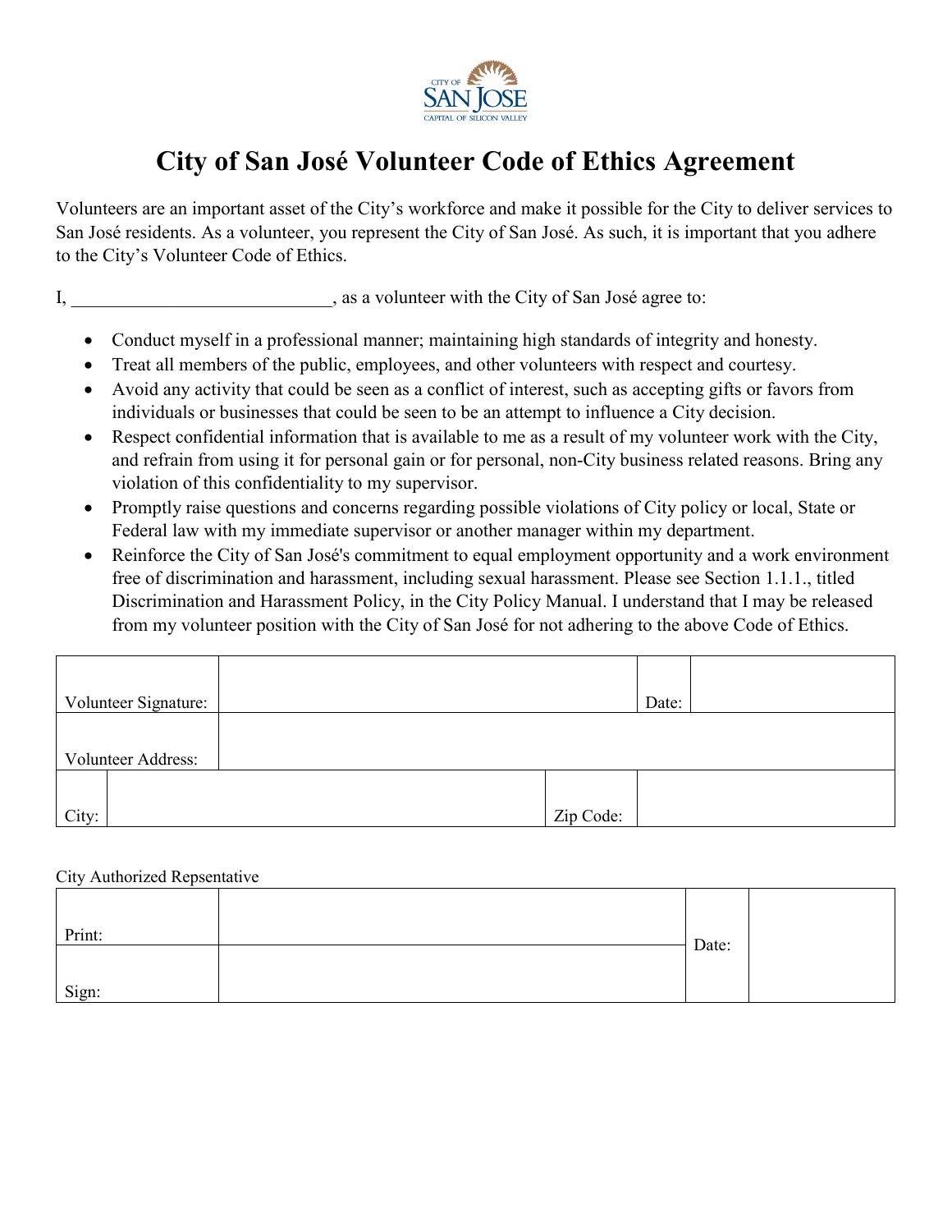# City of San José Volunteer Code of Ethics Agreement

Volunteers are an important asset of the City's workforce and make it possible for the City to deliver services to San José residents. As a volunteer, you represent the City of San José. As such, it is important that you adhere to the City's Volunteer Code of Ethics.

I, ____________________________, as a volunteer with the City of San José agree to:

- Conduct myself in a professional manner; maintaining high standards of integrity and honesty.
- Treat all members of the public, employees, and other volunteers with respect and courtesy.
- Avoid any activity that could be seen as a conflict of interest, such as accepting gifts or favors from individuals or businesses that could be seen to be an attempt to influence a City decision.
- Respect confidential information that is available to me as a result of my volunteer work with the City, and refrain from using it for personal gain or for personal, non-City business related reasons. Bring any violation of this confidentiality to my supervisor.
- Promptly raise questions and concerns regarding possible violations of City policy or local, State or Federal law with my immediate supervisor or another manager within my department.
- Reinforce the City of San José's commitment to equal employment opportunity and a work environment free of discrimination and harassment, including sexual harassment. Please see Section 1.1.1., titled Discrimination and Harassment Policy, in the City Policy Manual. I understand that I may be released from my volunteer position with the City of San José for not adhering to the above Code of Ethics.

| | | | |
|---|---|---|---|
| Volunteer Signature: | | Date: | |
| Volunteer Address: | | | |
| City: | | Zip Code: | |

City Authorized Repsentative

| | | | |
|---|---|---|---|
| Print: | | Date: | |
| Sign: | | | |